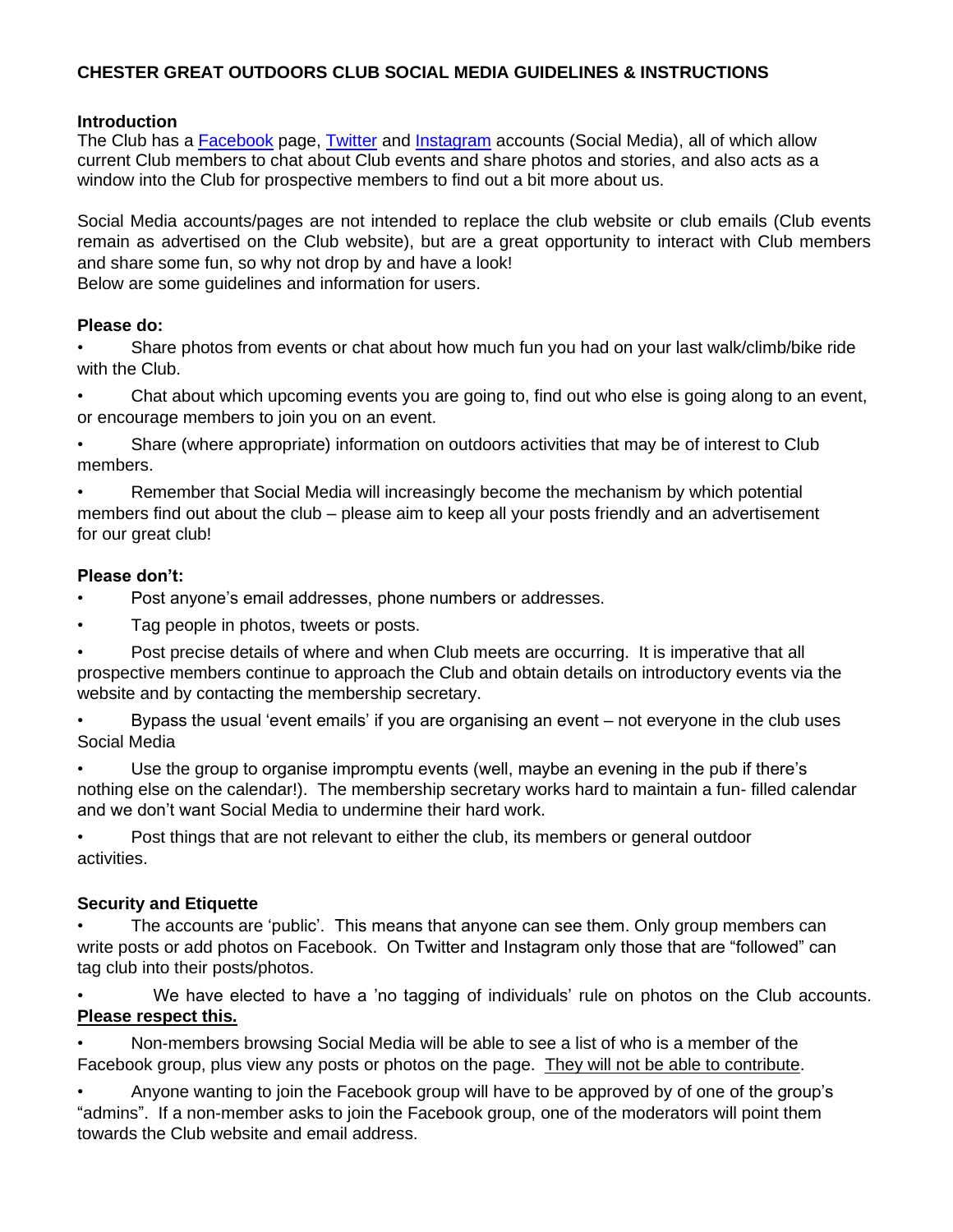# CHESTER GREAT OUTDOORS CLUB SOCIAL MEDIA GUIDELINES & INSTRUCTIONS

## Introduction

The Club has a Facebook page, Twitter and Instagram accounts (Social Media), all of which allow current Club members to chat about Club events and share photos and stories, and also acts as a window into the Club for prospective members to find out a bit more about us.

Social Media accounts/pages are not intended to replace the club website or club emails (Club events remain as advertised on the Club website), but are a great opportunity to interact with Club members and share some fun, so why not drop by and have a look!
Below are some guidelines and information for users.

## Please do:

- Share photos from events or chat about how much fun you had on your last walk/climb/bike ride with the Club.
- Chat about which upcoming events you are going to, find out who else is going along to an event, or encourage members to join you on an event.
- Share (where appropriate) information on outdoors activities that may be of interest to Club members.
- Remember that Social Media will increasingly become the mechanism by which potential members find out about the club – please aim to keep all your posts friendly and an advertisement for our great club!

## Please don't:

- Post anyone's email addresses, phone numbers or addresses.
- Tag people in photos, tweets or posts.
- Post precise details of where and when Club meets are occurring. It is imperative that all prospective members continue to approach the Club and obtain details on introductory events via the website and by contacting the membership secretary.
- Bypass the usual 'event emails' if you are organising an event – not everyone in the club uses Social Media
- Use the group to organise impromptu events (well, maybe an evening in the pub if there's nothing else on the calendar!). The membership secretary works hard to maintain a fun- filled calendar and we don't want Social Media to undermine their hard work.
- Post things that are not relevant to either the club, its members or general outdoor activities.

## Security and Etiquette

- The accounts are 'public'. This means that anyone can see them. Only group members can write posts or add photos on Facebook. On Twitter and Instagram only those that are "followed" can tag club into their posts/photos.
- We have elected to have a 'no tagging of individuals' rule on photos on the Club accounts. **Please respect this.**
- Non-members browsing Social Media will be able to see a list of who is a member of the Facebook group, plus view any posts or photos on the page. They will not be able to contribute.
- Anyone wanting to join the Facebook group will have to be approved by of one of the group's "admins". If a non-member asks to join the Facebook group, one of the moderators will point them towards the Club website and email address.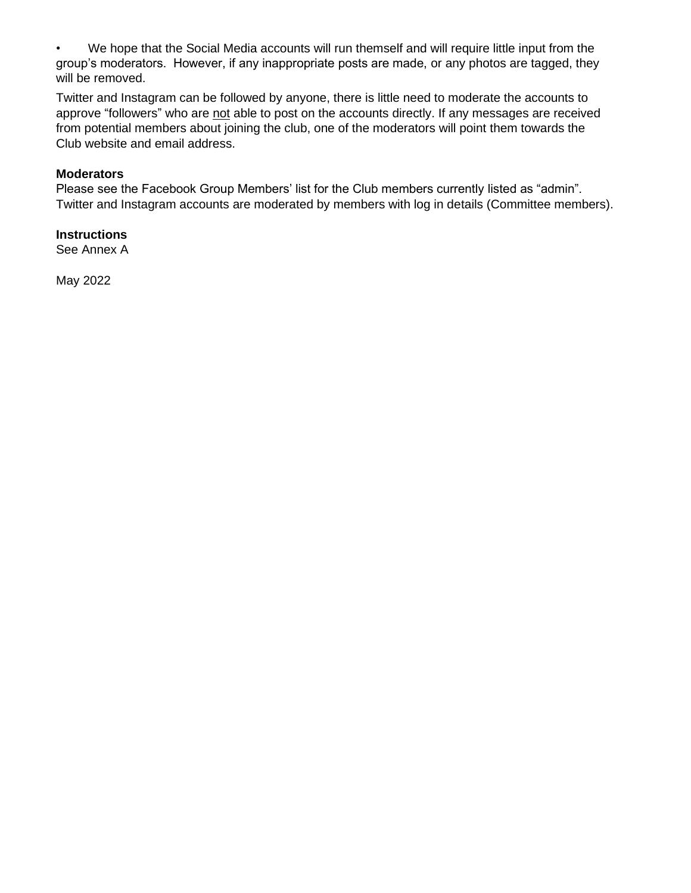- We hope that the Social Media accounts will run themself and will require little input from the group's moderators. However, if any inappropriate posts are made, or any photos are tagged, they will be removed.

Twitter and Instagram can be followed by anyone, there is little need to moderate the accounts to approve "followers" who are <u>not</u> able to post on the accounts directly. If any messages are received from potential members about joining the club, one of the moderators will point them towards the Club website and email address.

**Moderators**
Please see the Facebook Group Members' list for the Club members currently listed as "admin". Twitter and Instagram accounts are moderated by members with log in details (Committee members).

**Instructions**
See Annex A

May 2022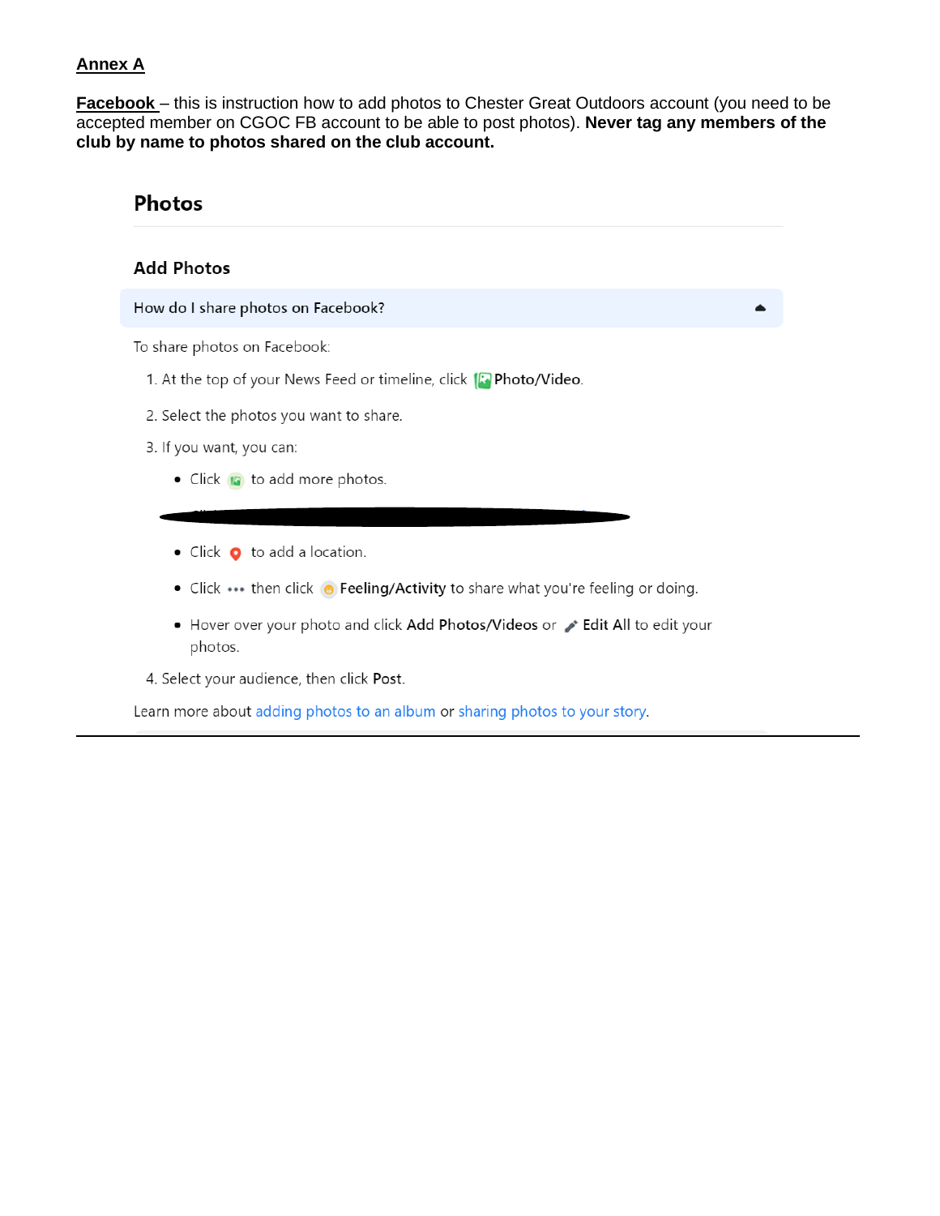**Annex A**

**Facebook** – this is instruction how to add photos to Chester Great Outdoors account (you need to be accepted member on CGOC FB account to be able to post photos). **Never tag any members of the club by name to photos shared on the club account.**

## Photos

### Add Photos

**How do I share photos on Facebook?**

To share photos on Facebook:

1. At the top of your News Feed or timeline, click **Photo/Video**.
2. Select the photos you want to share.
3. If you want, you can:
   - Click to add more photos.
   - Click to add a location.
   - Click ••• then click **Feeling/Activity** to share what you're feeling or doing.
   - Hover over your photo and click **Add Photos/Videos** or **Edit All** to edit your photos.
4. Select your audience, then click **Post**.

Learn more about adding photos to an album or sharing photos to your story.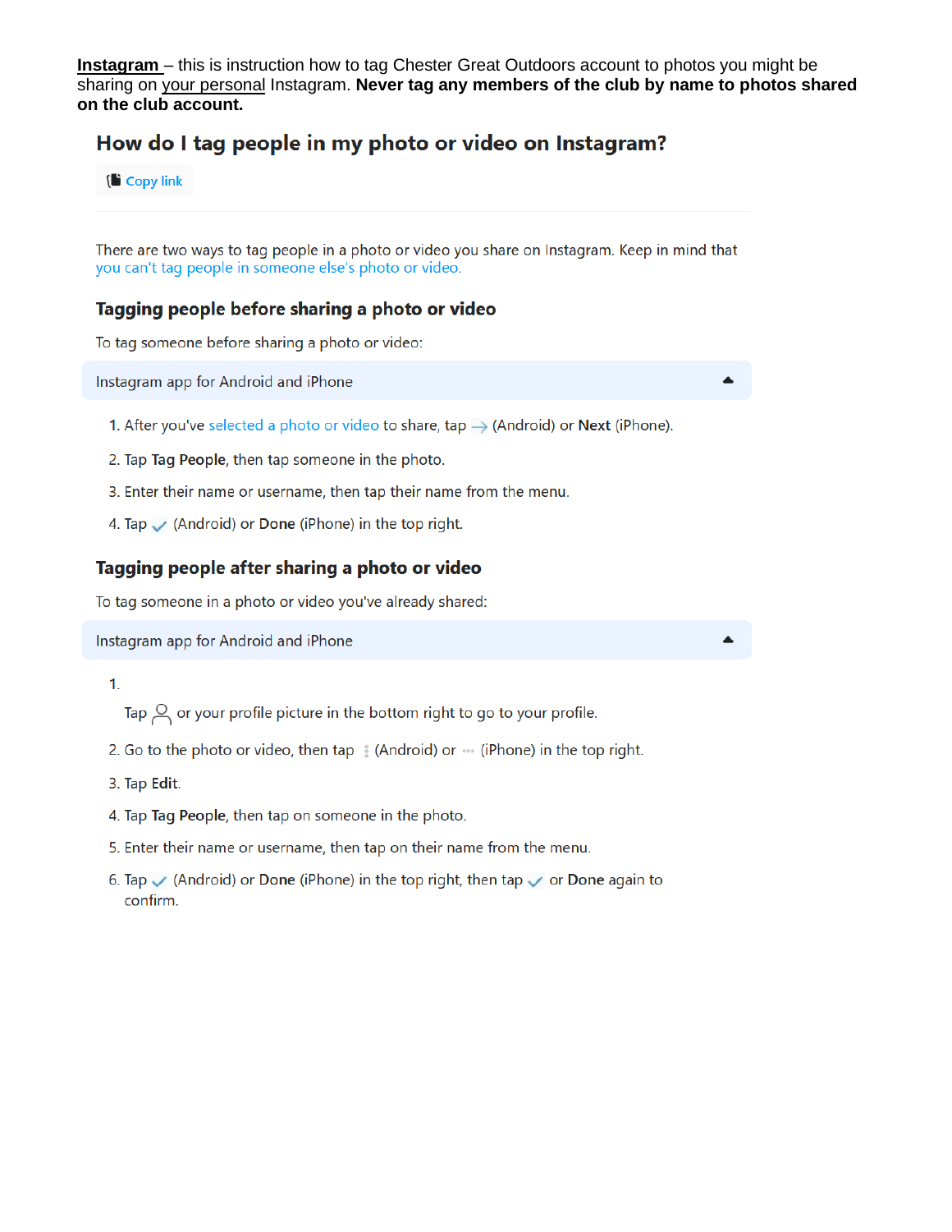**<u>Instagram</u>** – this is instruction how to tag Chester Great Outdoors account to photos you might be sharing on <u>your personal</u> Instagram. **Never tag any members of the club by name to photos shared on the club account.**

## How do I tag people in my photo or video on Instagram?

Copy link

There are two ways to tag people in a photo or video you share on Instagram. Keep in mind that you can't tag people in someone else's photo or video.

### Tagging people before sharing a photo or video

To tag someone before sharing a photo or video:

Instagram app for Android and iPhone

1. After you've selected a photo or video to share, tap → (Android) or **Next** (iPhone).
2. Tap **Tag People**, then tap someone in the photo.
3. Enter their name or username, then tap their name from the menu.
4. Tap ✓ (Android) or **Done** (iPhone) in the top right.

### Tagging people after sharing a photo or video

To tag someone in a photo or video you've already shared:

Instagram app for Android and iPhone

1. Tap or your profile picture in the bottom right to go to your profile.
2. Go to the photo or video, then tap ⋮ (Android) or ⋯ (iPhone) in the top right.
3. Tap **Edit**.
4. Tap **Tag People**, then tap on someone in the photo.
5. Enter their name or username, then tap on their name from the menu.
6. Tap ✓ (Android) or **Done** (iPhone) in the top right, then tap ✓ or **Done** again to confirm.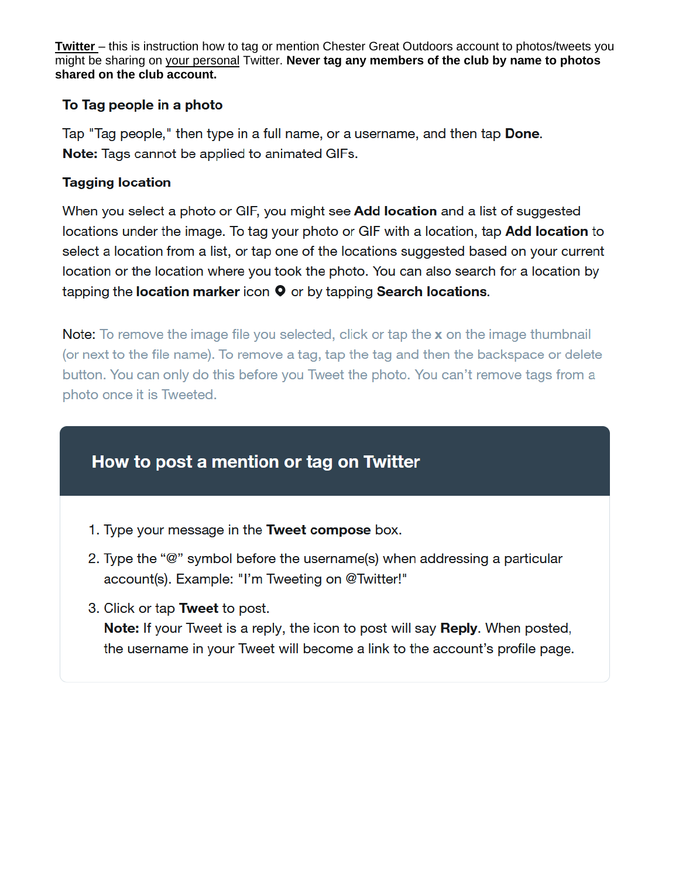**Twitter** – this is instruction how to tag or mention Chester Great Outdoors account to photos/tweets you might be sharing on your personal Twitter. **Never tag any members of the club by name to photos shared on the club account.**

### To Tag people in a photo

Tap "Tag people," then type in a full name, or a username, and then tap **Done**.
**Note:** Tags cannot be applied to animated GIFs.

### Tagging location

When you select a photo or GIF, you might see **Add location** and a list of suggested locations under the image. To tag your photo or GIF with a location, tap **Add location** to select a location from a list, or tap one of the locations suggested based on your current location or the location where you took the photo. You can also search for a location by tapping the **location marker** icon or by tapping **Search locations**.

Note: To remove the image file you selected, click or tap the **x** on the image thumbnail (or next to the file name). To remove a tag, tap the tag and then the backspace or delete button. You can only do this before you Tweet the photo. You can't remove tags from a photo once it is Tweeted.

## How to post a mention or tag on Twitter

1. Type your message in the **Tweet compose** box.
2. Type the "@" symbol before the username(s) when addressing a particular account(s). Example: "I'm Tweeting on @Twitter!"
3. Click or tap **Tweet** to post.
   **Note:** If your Tweet is a reply, the icon to post will say **Reply**. When posted, the username in your Tweet will become a link to the account's profile page.